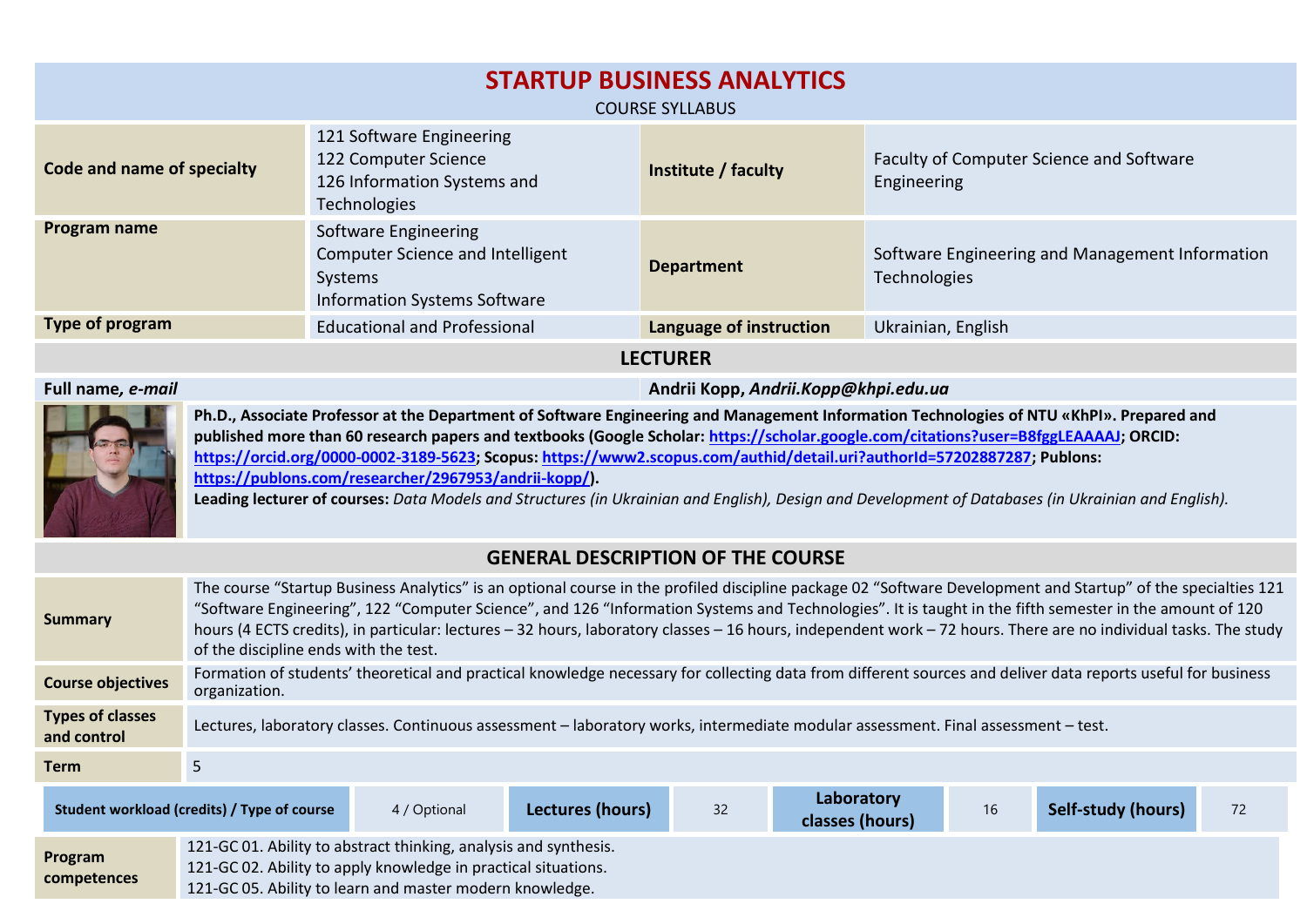# STARTUP BUSINESS ANALYTICS

COURSE SYLLABUS

| | | | |
|---|---|---|---|
| **Code and name of specialty** | 121 Software Engineering<br>122 Computer Science<br>126 Information Systems and Technologies | **Institute / faculty** | Faculty of Computer Science and Software Engineering |
| **Program name** | Software Engineering<br>Computer Science and Intelligent Systems<br>Information Systems Software | **Department** | Software Engineering and Management Information Technologies |
| **Type of program** | Educational and Professional | **Language of instruction** | Ukrainian, English |

## LECTURER

**Full name, *e-mail*** — **Andrii Kopp, *Andrii.Kopp@khpi.edu.ua***

**Ph.D., Associate Professor at the Department of Software Engineering and Management Information Technologies of NTU «KhPI». Prepared and published more than 60 research papers and textbooks (Google Scholar: https://scholar.google.com/citations?user=B8fggLEAAAAJ; ORCID: https://orcid.org/0000-0002-3189-5623; Scopus: https://www2.scopus.com/authid/detail.uri?authorId=57202887287; Publons: https://publons.com/researcher/2967953/andrii-kopp/).**

**Leading lecturer of courses:** *Data Models and Structures (in Ukrainian and English), Design and Development of Databases (in Ukrainian and English).*

## GENERAL DESCRIPTION OF THE COURSE

| | |
|---|---|
| **Summary** | The course "Startup Business Analytics" is an optional course in the profiled discipline package 02 "Software Development and Startup" of the specialties 121 "Software Engineering", 122 "Computer Science", and 126 "Information Systems and Technologies". It is taught in the fifth semester in the amount of 120 hours (4 ECTS credits), in particular: lectures – 32 hours, laboratory classes – 16 hours, independent work – 72 hours. There are no individual tasks. The study of the discipline ends with the test. |
| **Course objectives** | Formation of students' theoretical and practical knowledge necessary for collecting data from different sources and deliver data reports useful for business organization. |
| **Types of classes and control** | Lectures, laboratory classes. Continuous assessment – laboratory works, intermediate modular assessment. Final assessment – test. |
| **Term** | 5 |

| **Student workload (credits) / Type of course** | 4 / Optional | **Lectures (hours)** | 32 | **Laboratory classes (hours)** | 16 | **Self-study (hours)** | 72 |
|---|---|---|---|---|---|---|---|

| | |
|---|---|
| **Program competences** | 121-GC 01. Ability to abstract thinking, analysis and synthesis.<br>121-GC 02. Ability to apply knowledge in practical situations.<br>121-GC 05. Ability to learn and master modern knowledge. |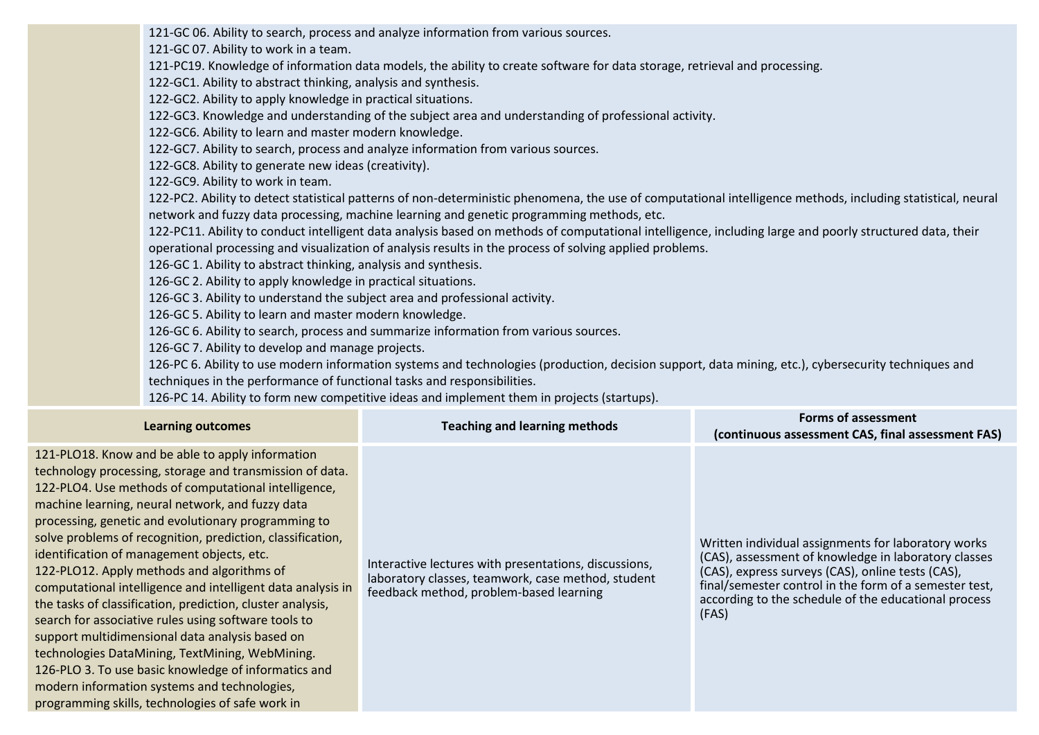| | |
|---|---|
| | 121-GC 06. Ability to search, process and analyze information from various sources.<br>121-GC 07. Ability to work in a team.<br>121-PC19. Knowledge of information data models, the ability to create software for data storage, retrieval and processing.<br>122-GC1. Ability to abstract thinking, analysis and synthesis.<br>122-GC2. Ability to apply knowledge in practical situations.<br>122-GC3. Knowledge and understanding of the subject area and understanding of professional activity.<br>122-GC6. Ability to learn and master modern knowledge.<br>122-GC7. Ability to search, process and analyze information from various sources.<br>122-GC8. Ability to generate new ideas (creativity).<br>122-GC9. Ability to work in team.<br>122-PC2. Ability to detect statistical patterns of non-deterministic phenomena, the use of computational intelligence methods, including statistical, neural network and fuzzy data processing, machine learning and genetic programming methods, etc.<br>122-PC11. Ability to conduct intelligent data analysis based on methods of computational intelligence, including large and poorly structured data, their operational processing and visualization of analysis results in the process of solving applied problems.<br>126-GC 1. Ability to abstract thinking, analysis and synthesis.<br>126-GC 2. Ability to apply knowledge in practical situations.<br>126-GC 3. Ability to understand the subject area and professional activity.<br>126-GC 5. Ability to learn and master modern knowledge.<br>126-GC 6. Ability to search, process and summarize information from various sources.<br>126-GC 7. Ability to develop and manage projects.<br>126-PC 6. Ability to use modern information systems and technologies (production, decision support, data mining, etc.), cybersecurity techniques and techniques in the performance of functional tasks and responsibilities.<br>126-PC 14. Ability to form new competitive ideas and implement them in projects (startups). |

| Learning outcomes | Teaching and learning methods | Forms of assessment (continuous assessment CAS, final assessment FAS) |
|---|---|---|
| 121-PLO18. Know and be able to apply information technology processing, storage and transmission of data.<br>122-PLO4. Use methods of computational intelligence, machine learning, neural network, and fuzzy data processing, genetic and evolutionary programming to solve problems of recognition, prediction, classification, identification of management objects, etc.<br>122-PLO12. Apply methods and algorithms of computational intelligence and intelligent data analysis in the tasks of classification, prediction, cluster analysis, search for associative rules using software tools to support multidimensional data analysis based on technologies DataMining, TextMining, WebMining.<br>126-PLO 3. To use basic knowledge of informatics and modern information systems and technologies, programming skills, technologies of safe work in | Interactive lectures with presentations, discussions, laboratory classes, teamwork, case method, student feedback method, problem-based learning | Written individual assignments for laboratory works (CAS), assessment of knowledge in laboratory classes (CAS), express surveys (CAS), online tests (CAS), final/semester control in the form of a semester test, according to the schedule of the educational process (FAS) |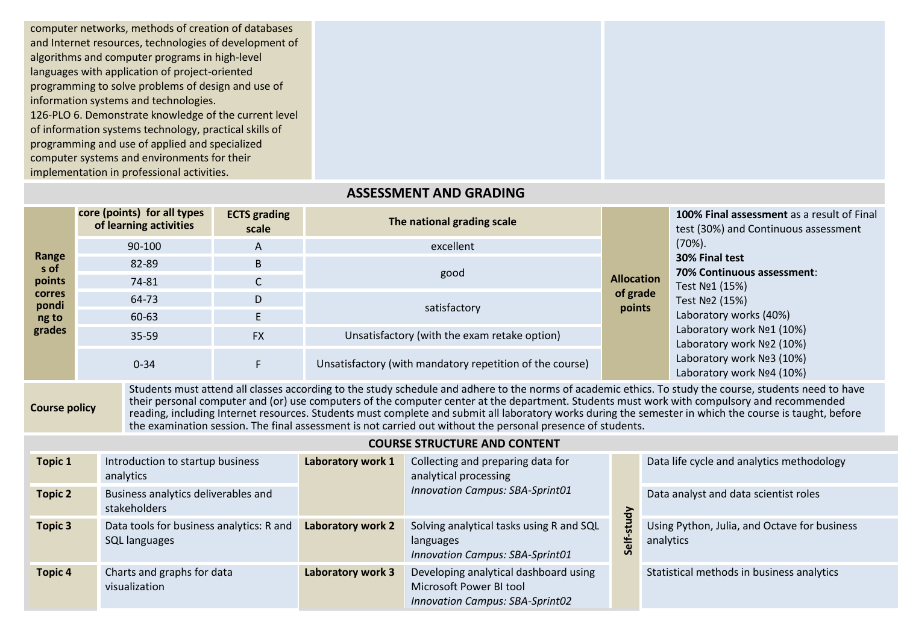| | | |
|---|---|---|
| computer networks, methods of creation of databases and Internet resources, technologies of development of algorithms and computer programs in high-level languages with application of project-oriented programming to solve problems of design and use of information systems and technologies.<br>126-PLO 6. Demonstrate knowledge of the current level of information systems technology, practical skills of programming and use of applied and specialized computer systems and environments for their implementation in professional activities. | | |

## ASSESSMENT AND GRADING

| | Score (points) for all types of learning activities | ECTS grading scale | The national grading scale | | |
|---|---|---|---|---|---|
| **Ranges of points corresponding to grades** | 90-100 | A | excellent | **Allocation of grade points** | **100% Final assessment** as a result of Final test (30%) and Continuous assessment (70%).<br>**30% Final test**<br>**70% Continuous assessment**:<br>Test №1 (15%)<br>Test №2 (15%)<br>Laboratory works (40%)<br>Laboratory work №1 (10%)<br>Laboratory work №2 (10%)<br>Laboratory work №3 (10%)<br>Laboratory work №4 (10%) |
| | 82-89 | B | good | | |
| | 74-81 | C | | | |
| | 64-73 | D | satisfactory | | |
| | 60-63 | E | | | |
| | 35-59 | FX | Unsatisfactory (with the exam retake option) | | |
| | 0-34 | F | Unsatisfactory (with mandatory repetition of the course) | | |

| | |
|---|---|
| **Course policy** | Students must attend all classes according to the study schedule and adhere to the norms of academic ethics. To study the course, students need to have their personal computer and (or) use computers of the computer center at the department. Students must work with compulsory and recommended reading, including Internet resources. Students must complete and submit all laboratory works during the semester in which the course is taught, before the examination session. The final assessment is not carried out without the personal presence of students. |

## COURSE STRUCTURE AND CONTENT

| | | | | | |
|---|---|---|---|---|---|
| **Topic 1** | Introduction to startup business analytics | **Laboratory work 1** | Collecting and preparing data for analytical processing<br>*Innovation Campus: SBA-Sprint01* | **Self-study** | Data life cycle and analytics methodology |
| **Topic 2** | Business analytics deliverables and stakeholders | | | | Data analyst and data scientist roles |
| **Topic 3** | Data tools for business analytics: R and SQL languages | **Laboratory work 2** | Solving analytical tasks using R and SQL languages<br>*Innovation Campus: SBA-Sprint01* | | Using Python, Julia, and Octave for business analytics |
| **Topic 4** | Charts and graphs for data visualization | **Laboratory work 3** | Developing analytical dashboard using Microsoft Power BI tool<br>*Innovation Campus: SBA-Sprint02* | | Statistical methods in business analytics |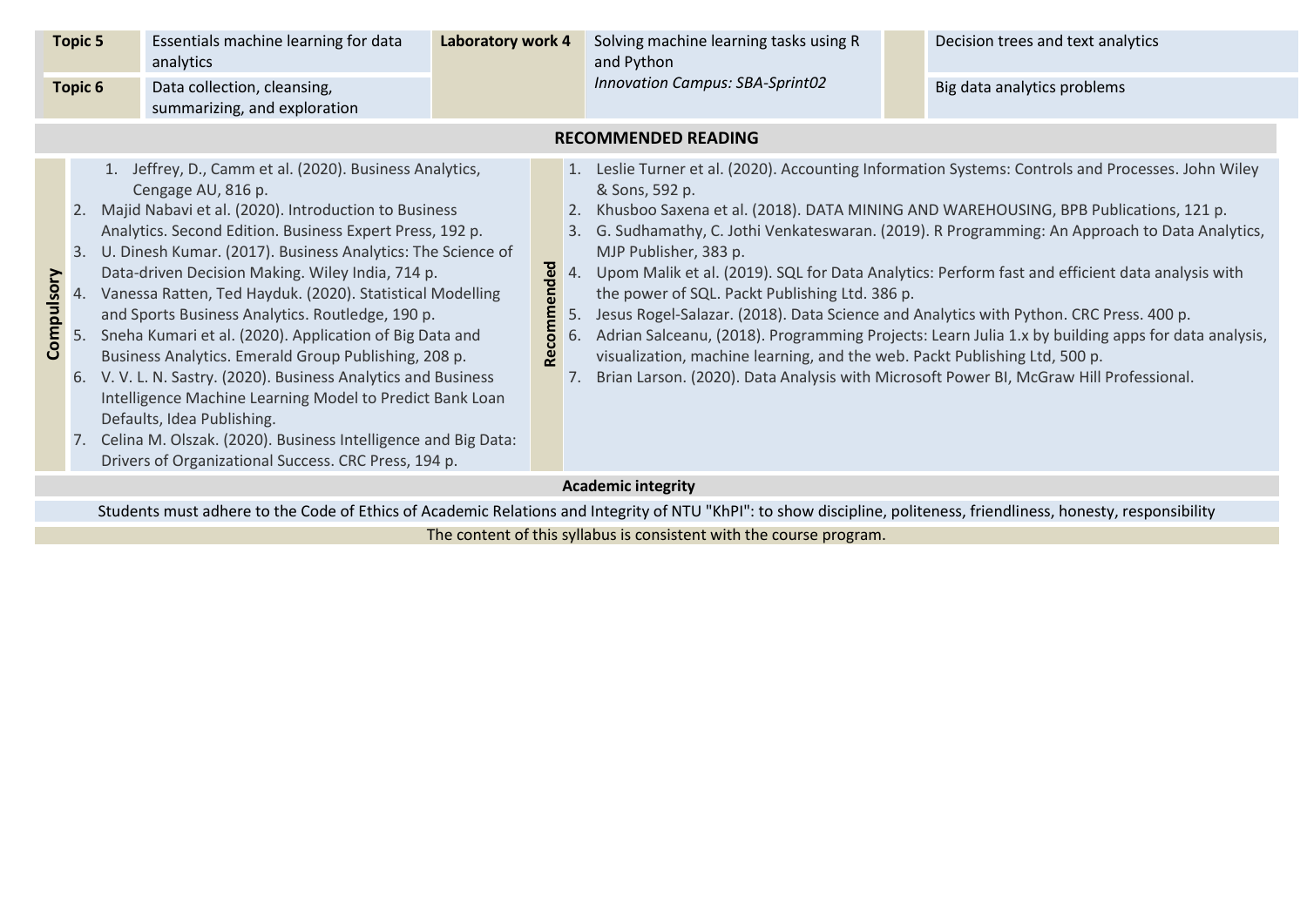| | | | | | |
|---|---|---|---|---|---|
| **Topic 5** | Essentials machine learning for data analytics | **Laboratory work 4** | Solving machine learning tasks using R and Python *Innovation Campus: SBA-Sprint02* | | Decision trees and text analytics |
| **Topic 6** | Data collection, cleansing, summarizing, and exploration | | | | Big data analytics problems |

## RECOMMENDED READING

**Compulsory**

1. Jeffrey, D., Camm et al. (2020). Business Analytics, Cengage AU, 816 p.
2. Majid Nabavi et al. (2020). Introduction to Business Analytics. Second Edition. Business Expert Press, 192 p.
3. U. Dinesh Kumar. (2017). Business Analytics: The Science of Data-driven Decision Making. Wiley India, 714 p.
4. Vanessa Ratten, Ted Hayduk. (2020). Statistical Modelling and Sports Business Analytics. Routledge, 190 p.
5. Sneha Kumari et al. (2020). Application of Big Data and Business Analytics. Emerald Group Publishing, 208 p.
6. V. V. L. N. Sastry. (2020). Business Analytics and Business Intelligence Machine Learning Model to Predict Bank Loan Defaults, Idea Publishing.
7. Celina M. Olszak. (2020). Business Intelligence and Big Data: Drivers of Organizational Success. CRC Press, 194 p.

**Recommended**

1. Leslie Turner et al. (2020). Accounting Information Systems: Controls and Processes. John Wiley & Sons, 592 p.
2. Khusboo Saxena et al. (2018). DATA MINING AND WAREHOUSING, BPB Publications, 121 p.
3. G. Sudhamathy, C. Jothi Venkateswaran. (2019). R Programming: An Approach to Data Analytics, MJP Publisher, 383 p.
4. Upom Malik et al. (2019). SQL for Data Analytics: Perform fast and efficient data analysis with the power of SQL. Packt Publishing Ltd. 386 p.
5. Jesus Rogel-Salazar. (2018). Data Science and Analytics with Python. CRC Press. 400 p.
6. Adrian Salceanu, (2018). Programming Projects: Learn Julia 1.x by building apps for data analysis, visualization, machine learning, and the web. Packt Publishing Ltd, 500 p.
7. Brian Larson. (2020). Data Analysis with Microsoft Power BI, McGraw Hill Professional.

**Academic integrity**

Students must adhere to the Code of Ethics of Academic Relations and Integrity of NTU "KhPI": to show discipline, politeness, friendliness, honesty, responsibility

The content of this syllabus is consistent with the course program.